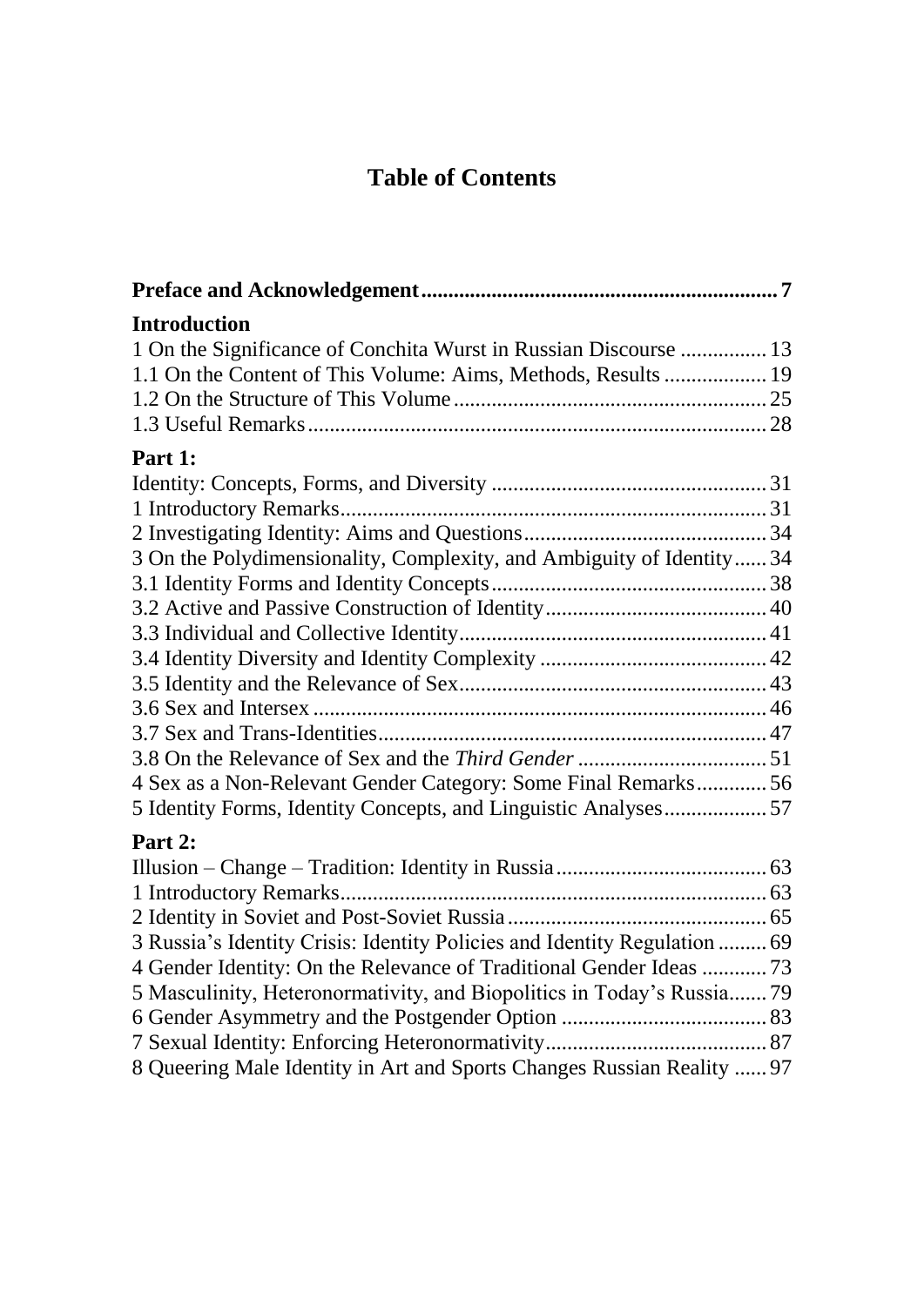# Table of Contents

| | |
|---|---|
| **Preface and Acknowledgement** | **7** |
| **Introduction** | |
| 1 On the Significance of Conchita Wurst in Russian Discourse | 13 |
| 1.1 On the Content of This Volume: Aims, Methods, Results | 19 |
| 1.2 On the Structure of This Volume | 25 |
| 1.3 Useful Remarks | 28 |
| **Part 1:** | |
| Identity: Concepts, Forms, and Diversity | 31 |
| 1 Introductory Remarks | 31 |
| 2 Investigating Identity: Aims and Questions | 34 |
| 3 On the Polydimensionality, Complexity, and Ambiguity of Identity | 34 |
| 3.1 Identity Forms and Identity Concepts | 38 |
| 3.2 Active and Passive Construction of Identity | 40 |
| 3.3 Individual and Collective Identity | 41 |
| 3.4 Identity Diversity and Identity Complexity | 42 |
| 3.5 Identity and the Relevance of Sex | 43 |
| 3.6 Sex and Intersex | 46 |
| 3.7 Sex and Trans-Identities | 47 |
| 3.8 On the Relevance of Sex and the *Third Gender* | 51 |
| 4 Sex as a Non-Relevant Gender Category: Some Final Remarks | 56 |
| 5 Identity Forms, Identity Concepts, and Linguistic Analyses | 57 |
| **Part 2:** | |
| Illusion – Change – Tradition: Identity in Russia | 63 |
| 1 Introductory Remarks | 63 |
| 2 Identity in Soviet and Post-Soviet Russia | 65 |
| 3 Russia's Identity Crisis: Identity Policies and Identity Regulation | 69 |
| 4 Gender Identity: On the Relevance of Traditional Gender Ideas | 73 |
| 5 Masculinity, Heteronormativity, and Biopolitics in Today's Russia | 79 |
| 6 Gender Asymmetry and the Postgender Option | 83 |
| 7 Sexual Identity: Enforcing Heteronormativity | 87 |
| 8 Queering Male Identity in Art and Sports Changes Russian Reality | 97 |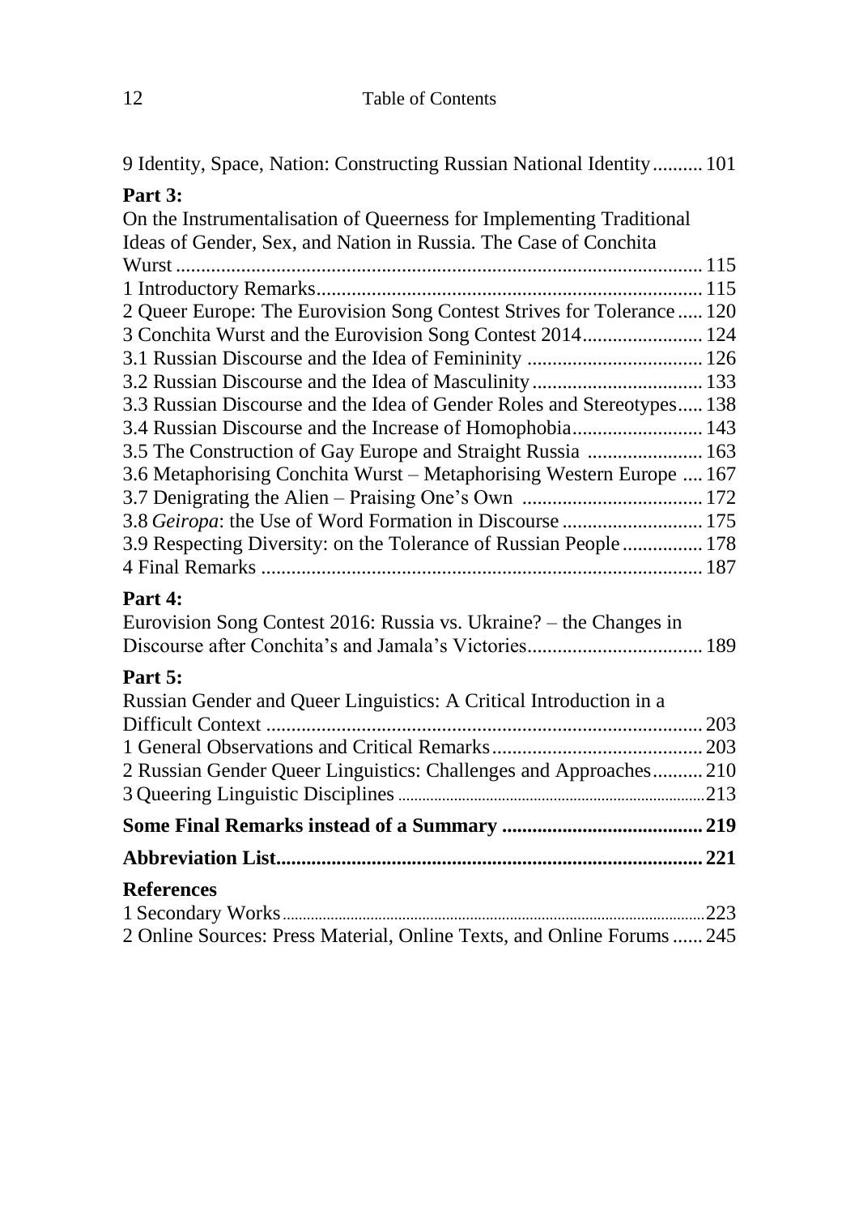9 Identity, Space, Nation: Constructing Russian National Identity .......... 101

**Part 3:**
On the Instrumentalisation of Queerness for Implementing Traditional Ideas of Gender, Sex, and Nation in Russia. The Case of Conchita Wurst ........................................................................................................ 115

1 Introductory Remarks ............................................................................ 115
2 Queer Europe: The Eurovision Song Contest Strives for Tolerance ..... 120
3 Conchita Wurst and the Eurovision Song Contest 2014........................ 124
3.1 Russian Discourse and the Idea of Femininity ................................... 126
3.2 Russian Discourse and the Idea of Masculinity .................................. 133
3.3 Russian Discourse and the Idea of Gender Roles and Stereotypes..... 138
3.4 Russian Discourse and the Increase of Homophobia.......................... 143
3.5 The Construction of Gay Europe and Straight Russia ....................... 163
3.6 Metaphorising Conchita Wurst – Metaphorising Western Europe .... 167
3.7 Denigrating the Alien – Praising One's Own .................................... 172
3.8 *Geiropa*: the Use of Word Formation in Discourse ............................ 175
3.9 Respecting Diversity: on the Tolerance of Russian People ................ 178
4 Final Remarks ....................................................................................... 187

**Part 4:**
Eurovision Song Contest 2016: Russia vs. Ukraine? – the Changes in Discourse after Conchita's and Jamala's Victories.................................. 189

**Part 5:**
Russian Gender and Queer Linguistics: A Critical Introduction in a Difficult Context ...................................................................................... 203

1 General Observations and Critical Remarks .......................................... 203
2 Russian Gender Queer Linguistics: Challenges and Approaches.......... 210
3 Queering Linguistic Disciplines ............................................................ 213

**Some Final Remarks instead of a Summary ....................................... 219**

**Abbreviation List.................................................................................... 221**

**References**

1 Secondary Works ................................................................................... 223
2 Online Sources: Press Material, Online Texts, and Online Forums ...... 245